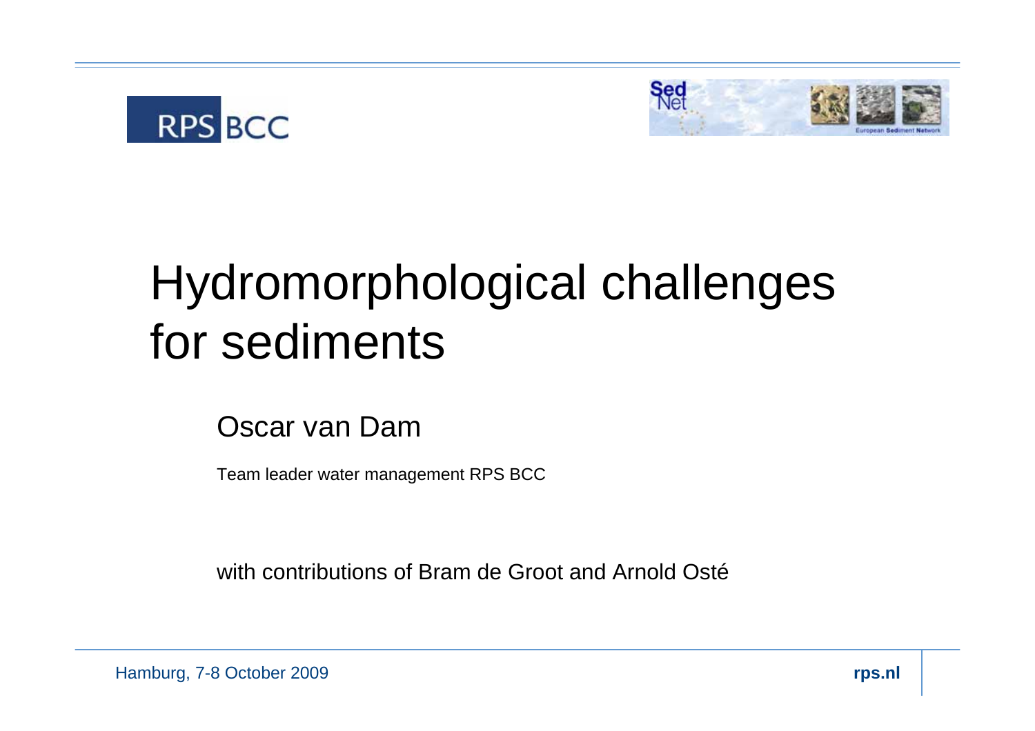# Hydromorphological challenges for sediments

Oscar van Dam

Team leader water management RPS BCC

with contributions of Bram de Groot and Arnold Osté

Hamburg, 7-8 October 2009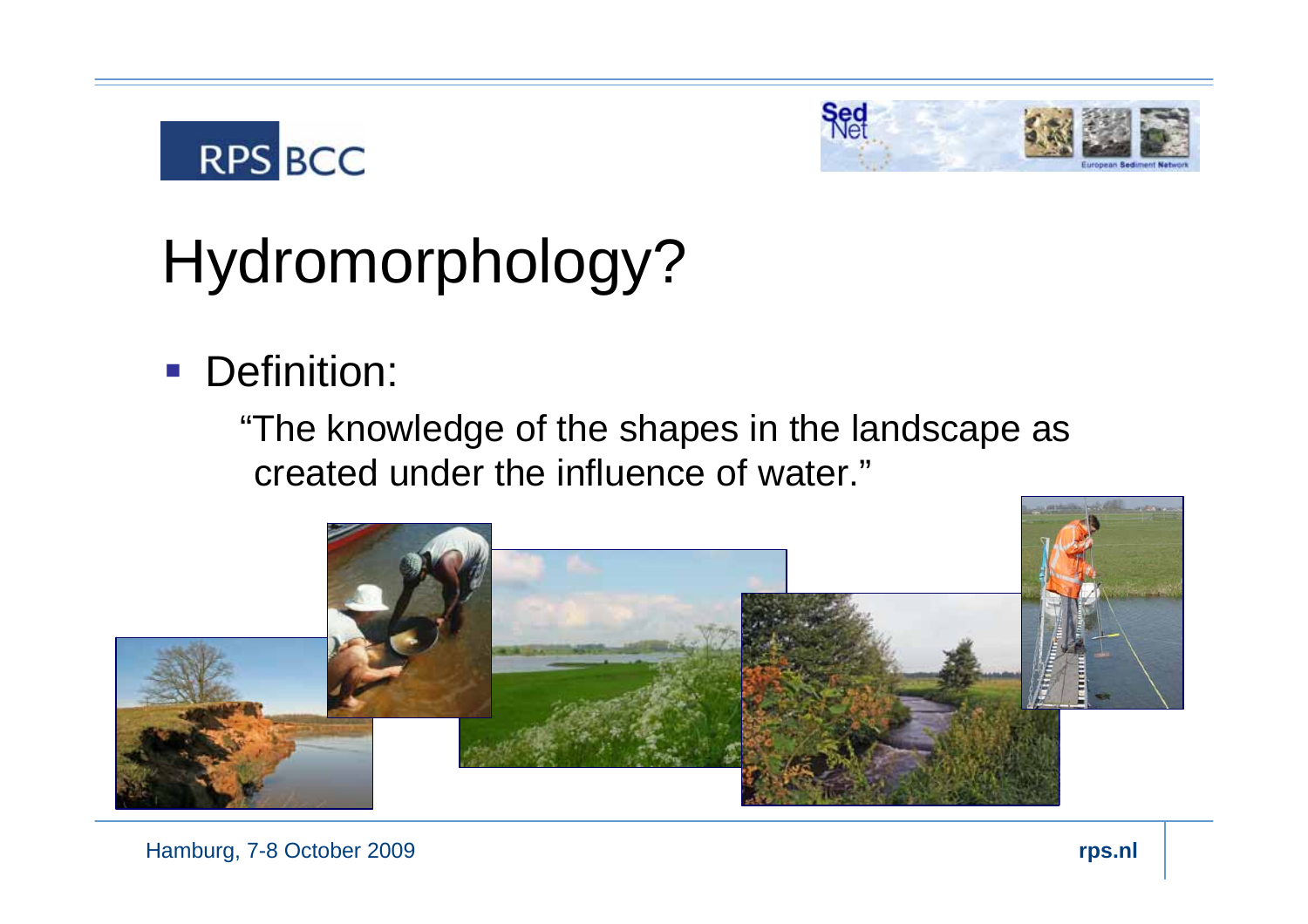# Hydromorphology?

- Definition:

  "The knowledge of the shapes in the landscape as created under the influence of water."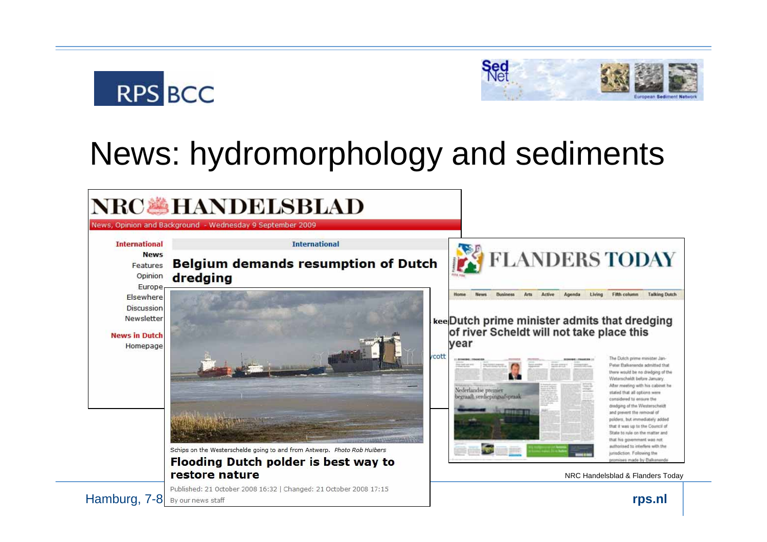# News: hydromorphology and sediments

**NRC HANDELSBLAD**

News, Opinion and Background - Wednesday 9 September 2009

International

## Belgium demands resumption of Dutch dredging

Schips on the Westerschelde going to and from Antwerp. *Photo Rob Huibers*

## Flooding Dutch polder is best way to restore nature

Published: 21 October 2008 16:32 | Changed: 21 October 2008 17:15

By our news staff

**FLANDERS TODAY**

## Dutch prime minister admits that dredging of river Scheldt will not take place this year

The Dutch prime minister Jan-Peter Balkenende admitted that there would be no dredging of the Westerschelde before January. After meeting with his cabinet he stated that all options were considered to ensure the dredging of the Westerschelde and prevent the removal of polders, but immediately added that it was up to the Council of State to rule on the matter and that his government was not authorised to interfere with the jurisdiction. Following the promises made by Balkenende

NRC Handelsblad & Flanders Today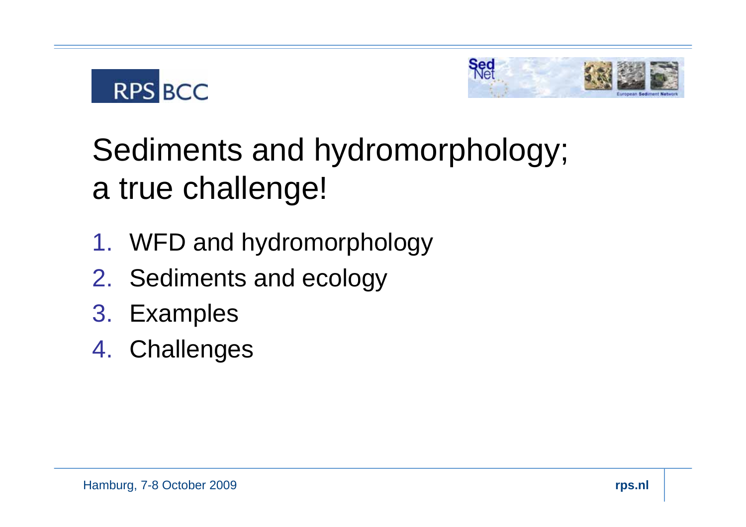# Sediments and hydromorphology; a true challenge!

1. WFD and hydromorphology
2. Sediments and ecology
3. Examples
4. Challenges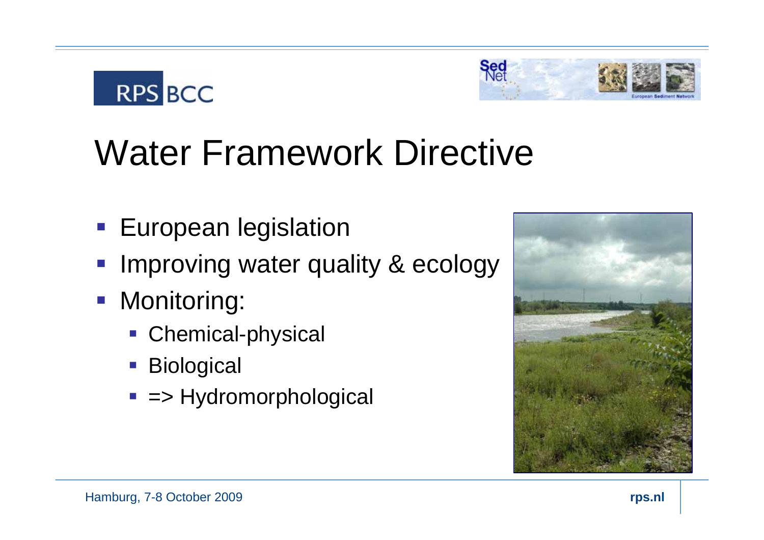# Water Framework Directive

- European legislation
- Improving water quality & ecology
- Monitoring:
  - Chemical-physical
  - Biological
  - => Hydromorphological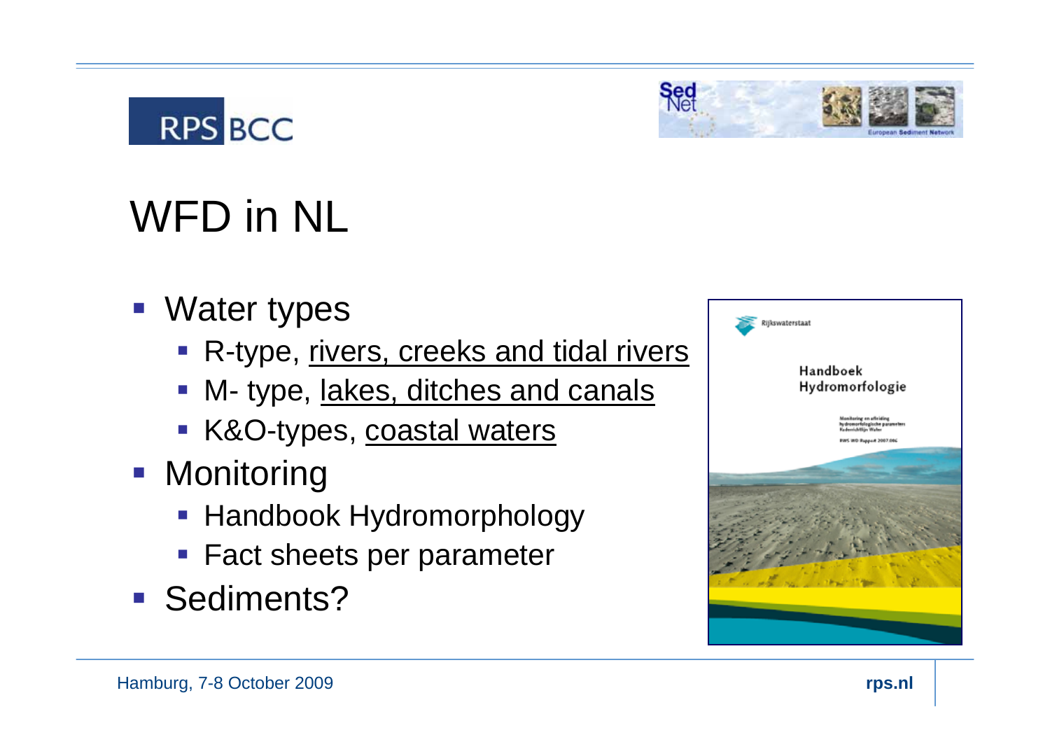# WFD in NL

- Water types
  - R-type, rivers, creeks and tidal rivers
  - M- type, lakes, ditches and canals
  - K&O-types, coastal waters
- Monitoring
  - Handbook Hydromorphology
  - Fact sheets per parameter
- Sediments?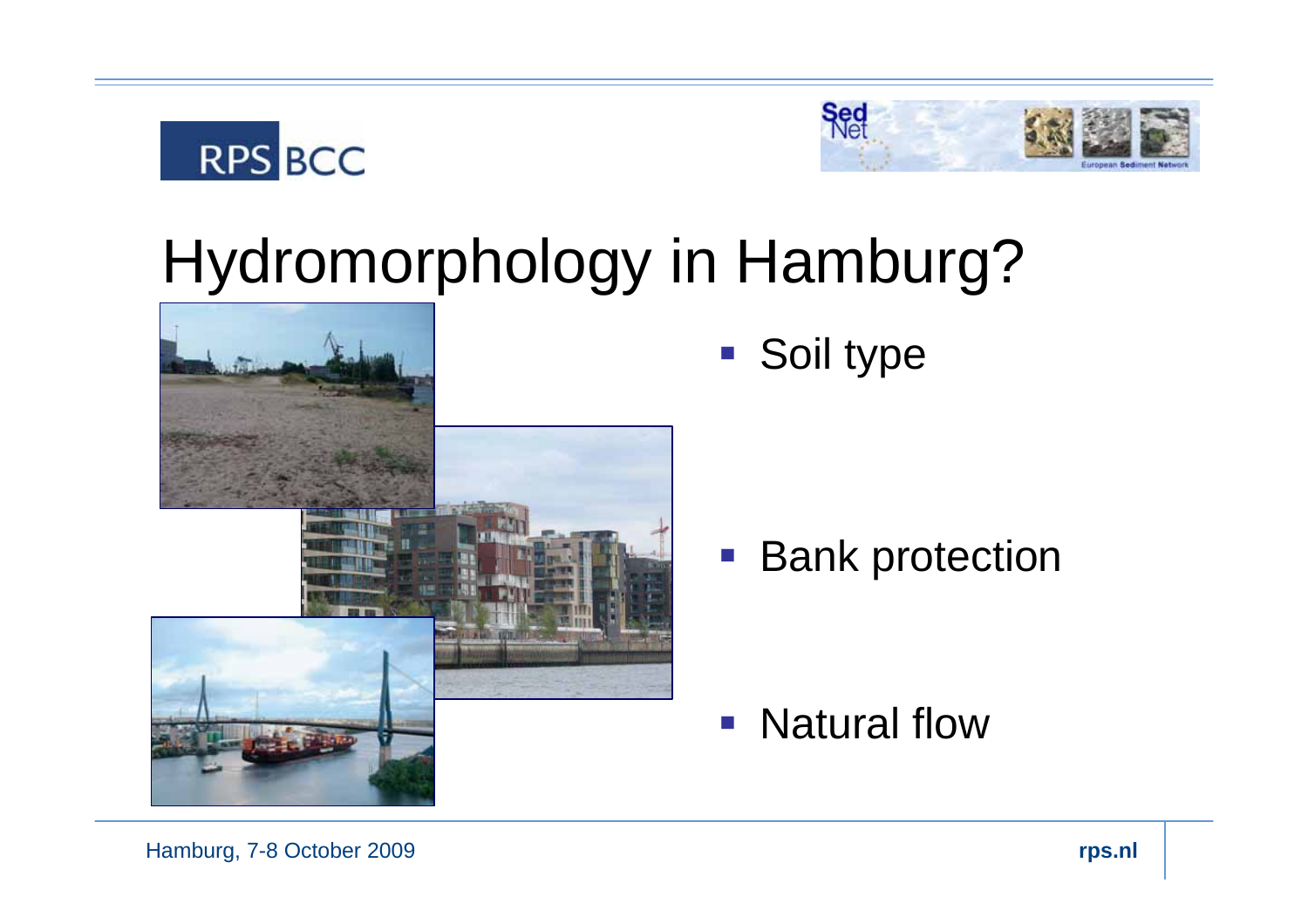# Hydromorphology in Hamburg?

- Soil type
- Bank protection
- Natural flow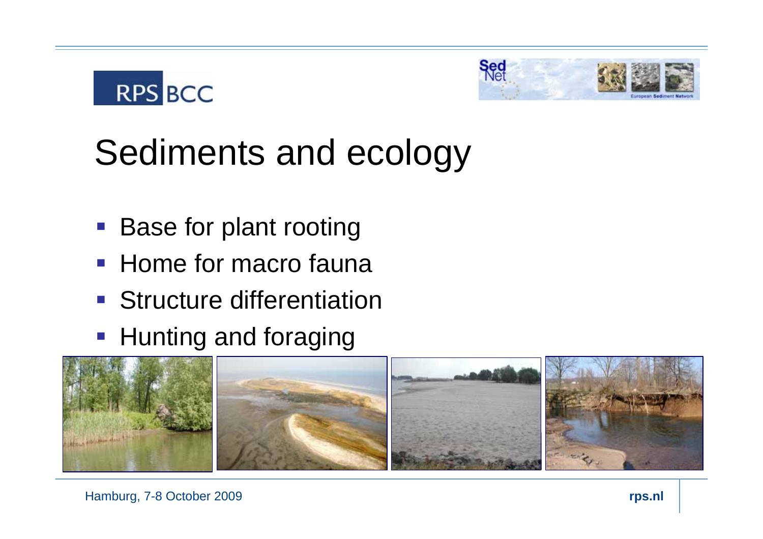# Sediments and ecology

- Base for plant rooting
- Home for macro fauna
- Structure differentiation
- Hunting and foraging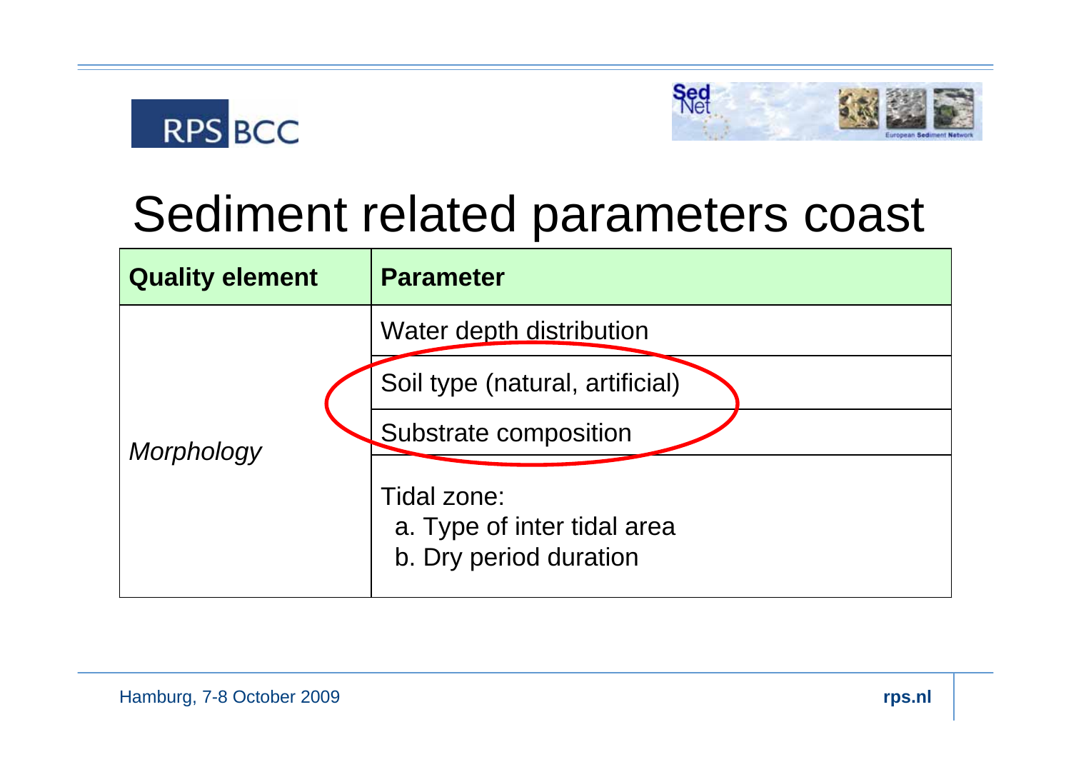# Sediment related parameters coast

| Quality element | Parameter |
|---|---|
| *Morphology* | Water depth distribution |
| | Soil type (natural, artificial) |
| | Substrate composition |
| | Tidal zone:<br>a. Type of inter tidal area<br>b. Dry period duration |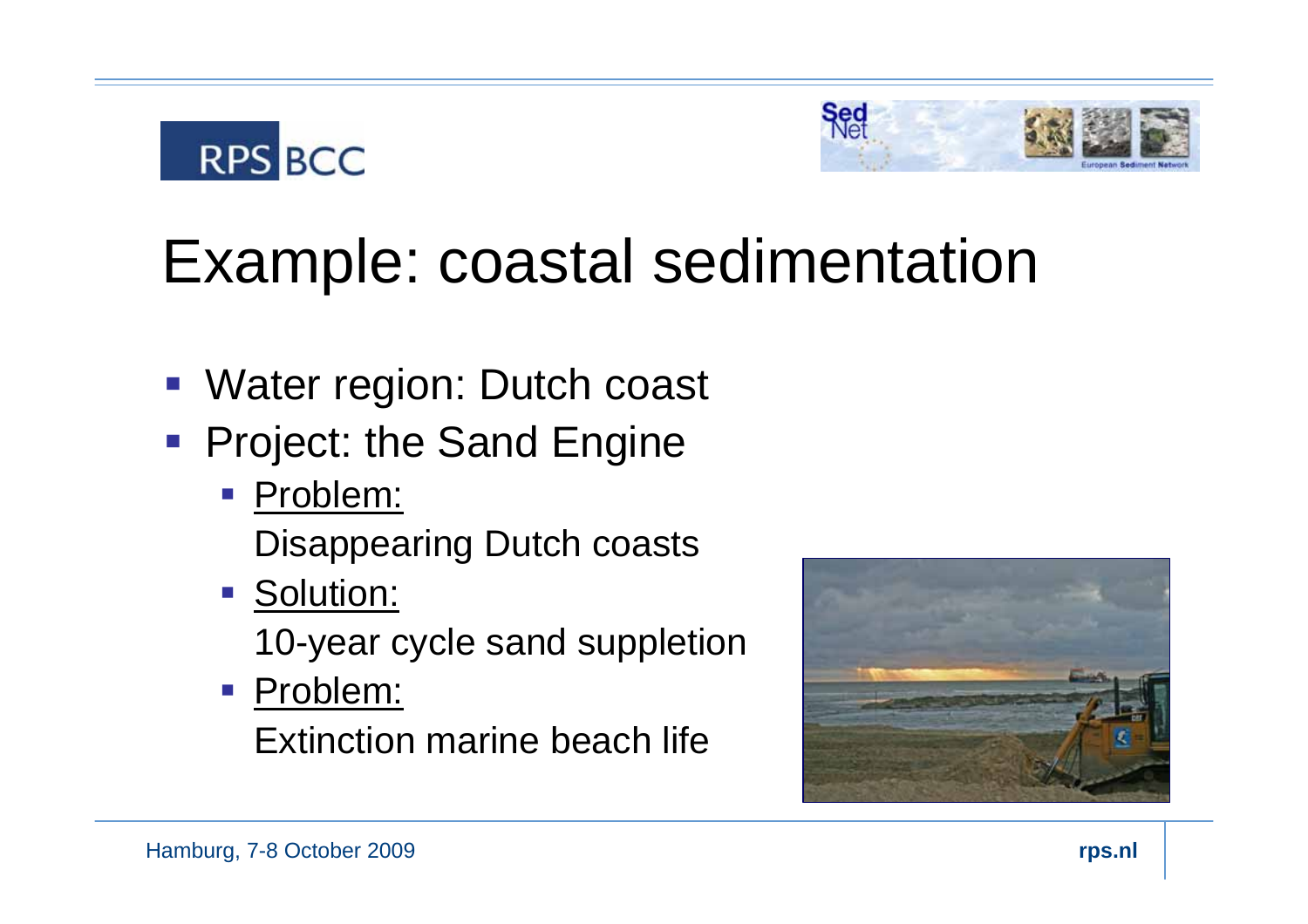# Example: coastal sedimentation

- Water region: Dutch coast
- Project: the Sand Engine
  - Problem:
    Disappearing Dutch coasts
  - Solution:
    10-year cycle sand suppletion
  - Problem:
    Extinction marine beach life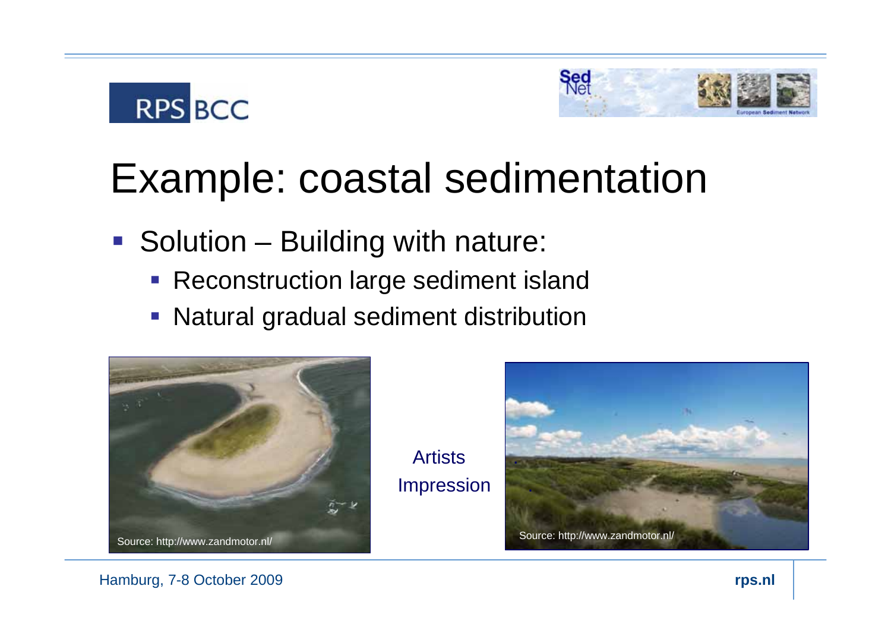# Example: coastal sedimentation

- Solution – Building with nature:
  - Reconstruction large sediment island
  - Natural gradual sediment distribution

Source: http://www.zandmotor.nl/

Artists Impression

Source: http://www.zandmotor.nl/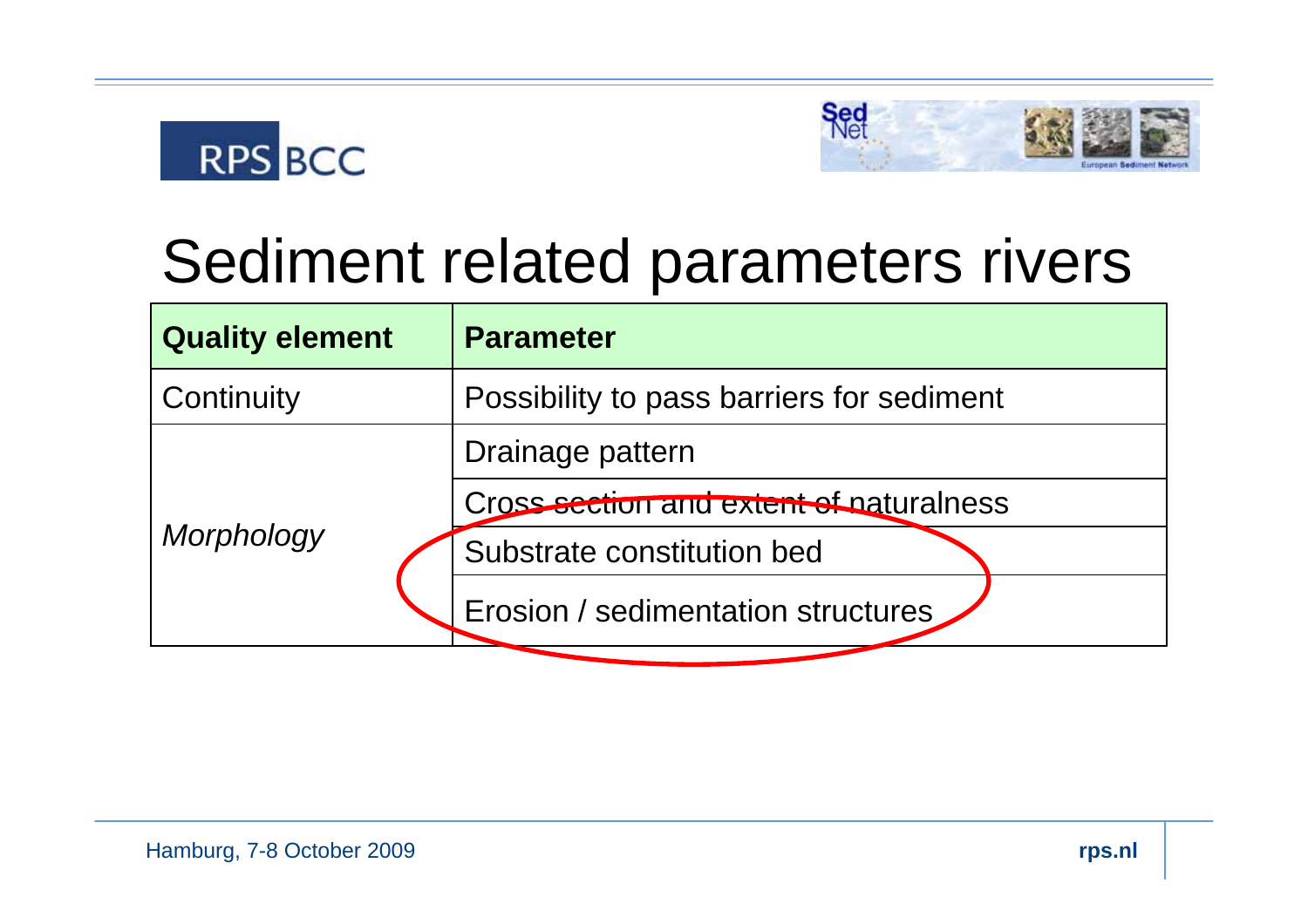# Sediment related parameters rivers

| **Quality element** | **Parameter** |
|---|---|
| Continuity | Possibility to pass barriers for sediment |
| *Morphology* | Drainage pattern |
| | Cross section and extent of naturalness |
| | Substrate constitution bed |
| | Erosion / sedimentation structures |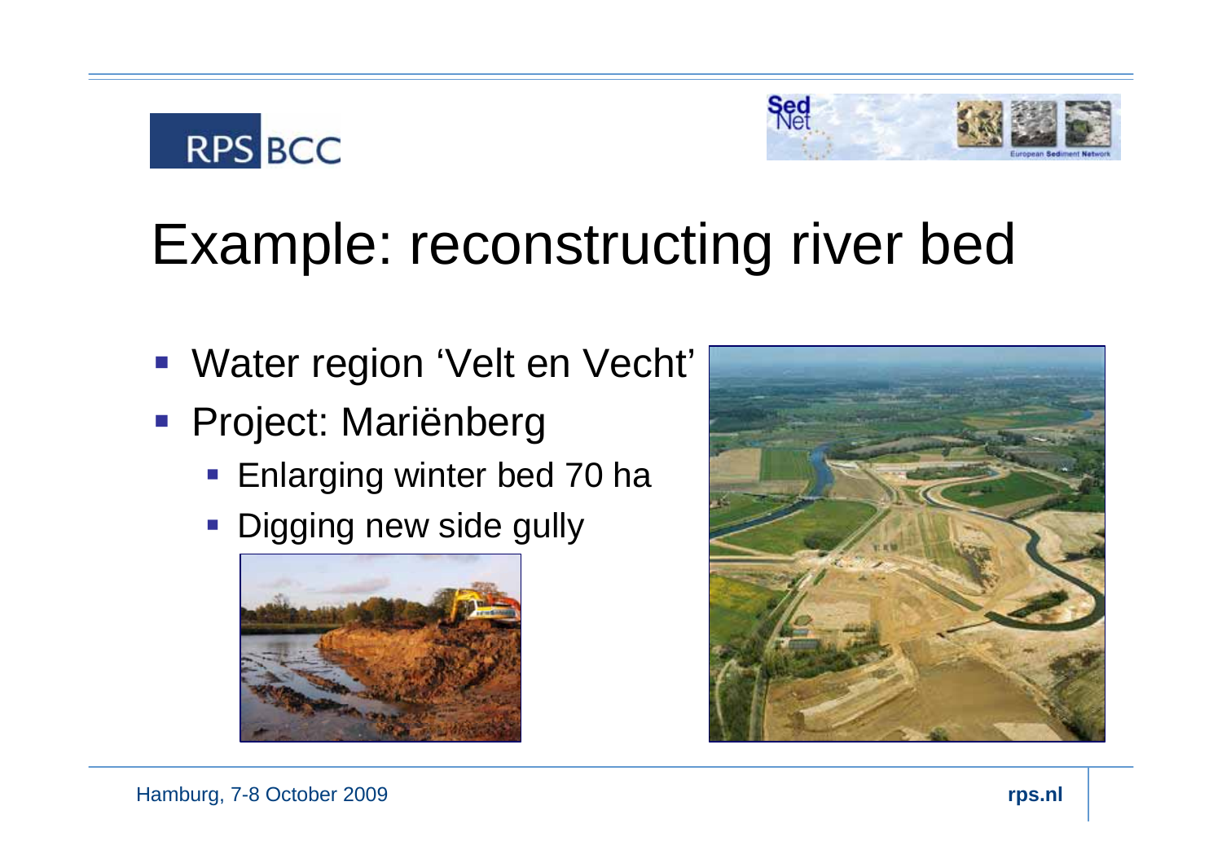# Example: reconstructing river bed

- Water region 'Velt en Vecht'
- Project: Mariënberg
  - Enlarging winter bed 70 ha
  - Digging new side gully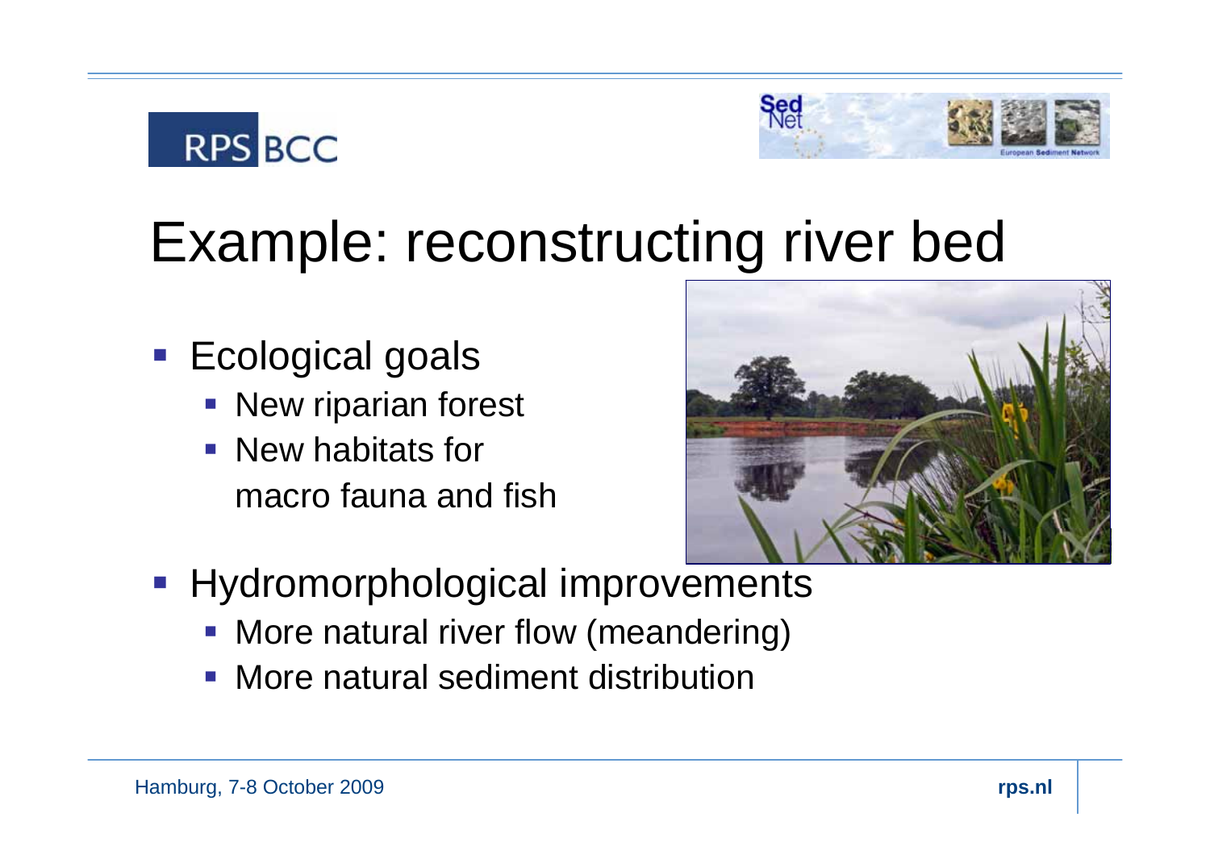# Example: reconstructing river bed

- Ecological goals
  - New riparian forest
  - New habitats for macro fauna and fish
- Hydromorphological improvements
  - More natural river flow (meandering)
  - More natural sediment distribution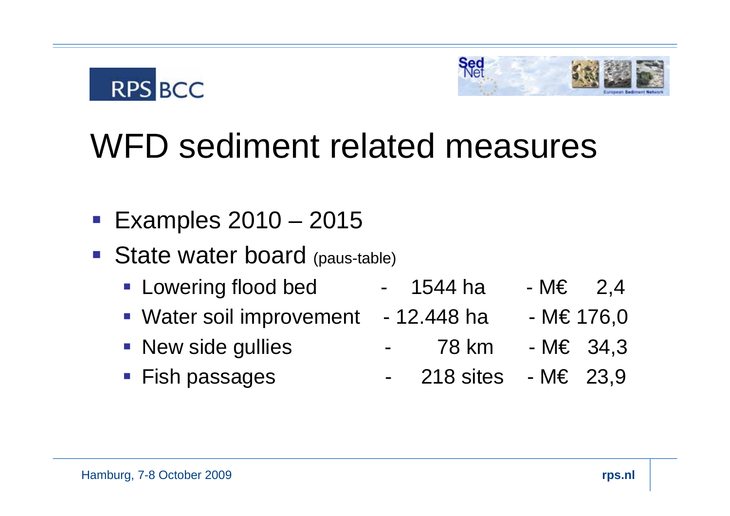# WFD sediment related measures

- Examples 2010 – 2015
- State water board (paus-table)
  - Lowering flood bed - 1544 ha - M€ 2,4
  - Water soil improvement - 12.448 ha - M€ 176,0
  - New side gullies - 78 km - M€ 34,3
  - Fish passages - 218 sites - M€ 23,9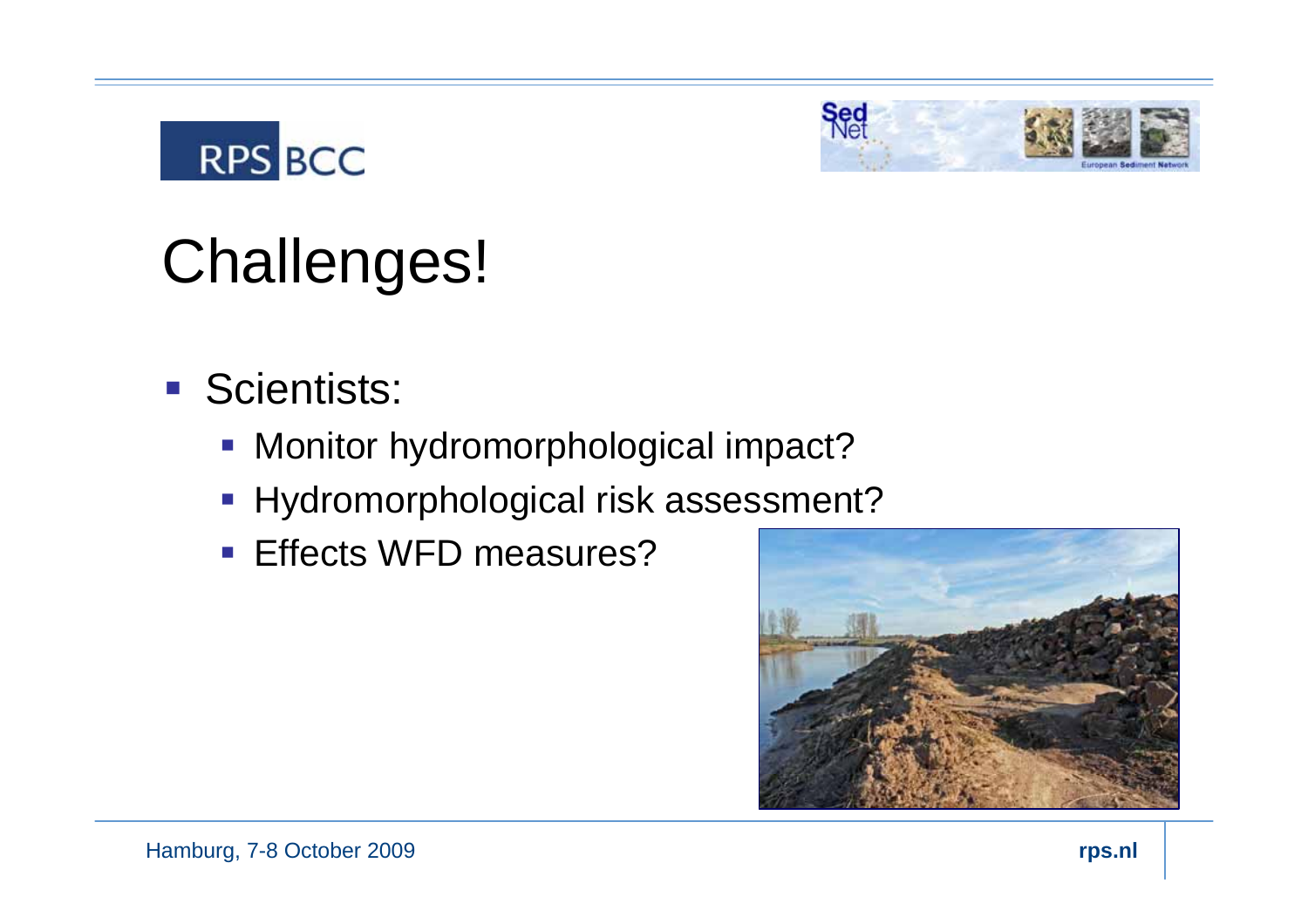# Challenges!

- Scientists:
  - Monitor hydromorphological impact?
  - Hydromorphological risk assessment?
  - Effects WFD measures?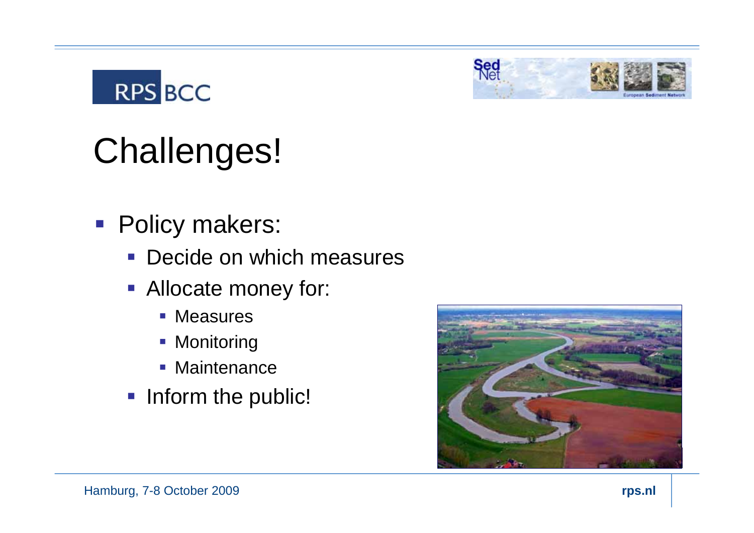# Challenges!

- Policy makers:
  - Decide on which measures
  - Allocate money for:
    - Measures
    - Monitoring
    - Maintenance
  - Inform the public!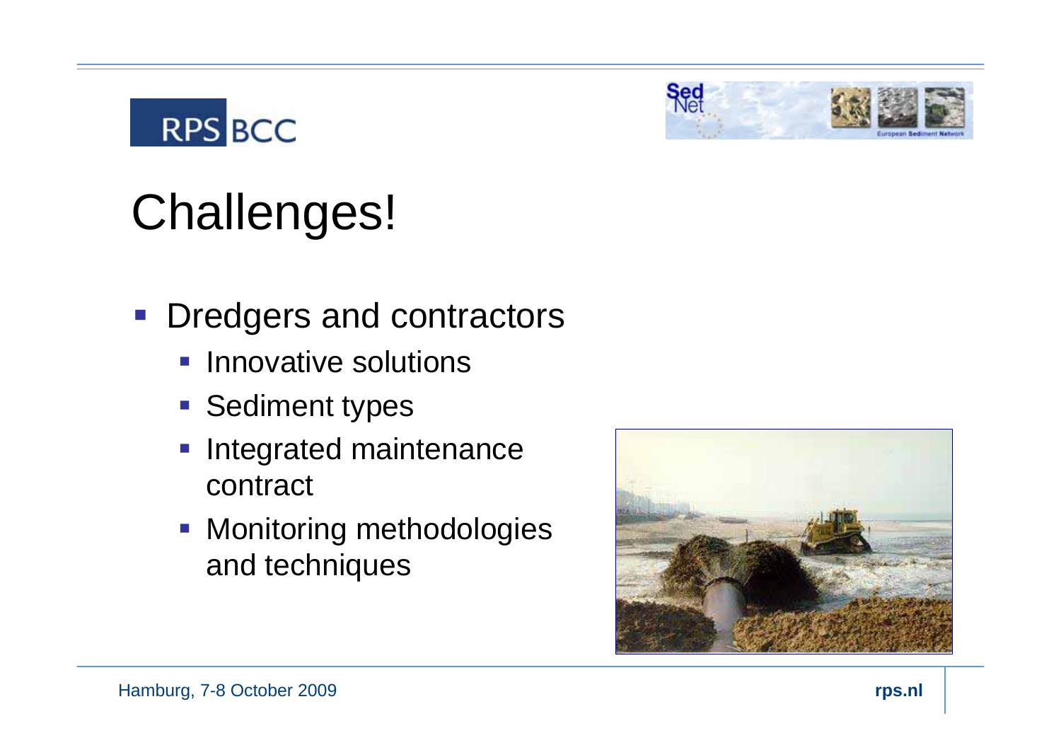# Challenges!

- Dredgers and contractors
  - Innovative solutions
  - Sediment types
  - Integrated maintenance contract
  - Monitoring methodologies and techniques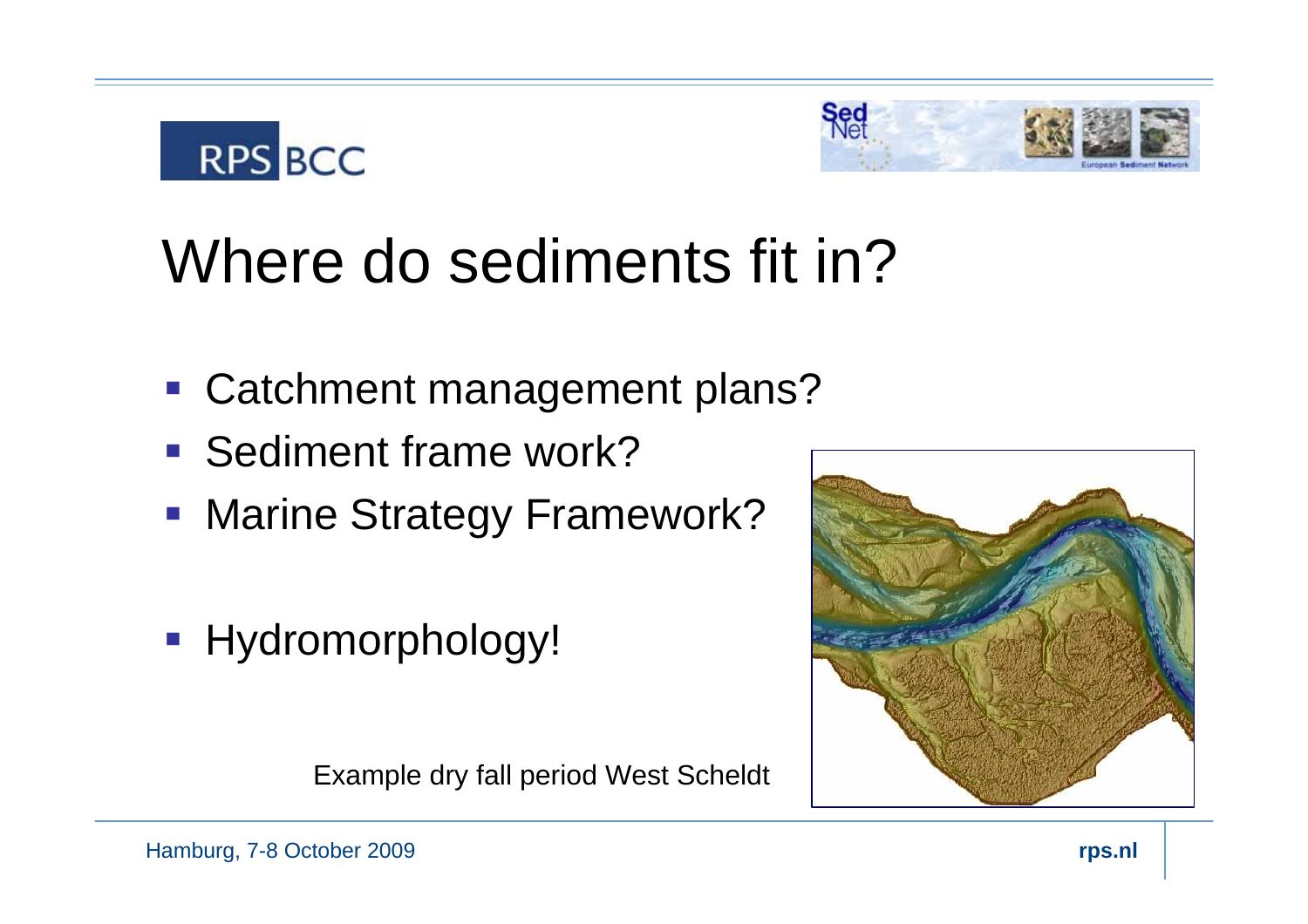# Where do sediments fit in?

- Catchment management plans?
- Sediment frame work?
- Marine Strategy Framework?

- Hydromorphology!

Example dry fall period West Scheldt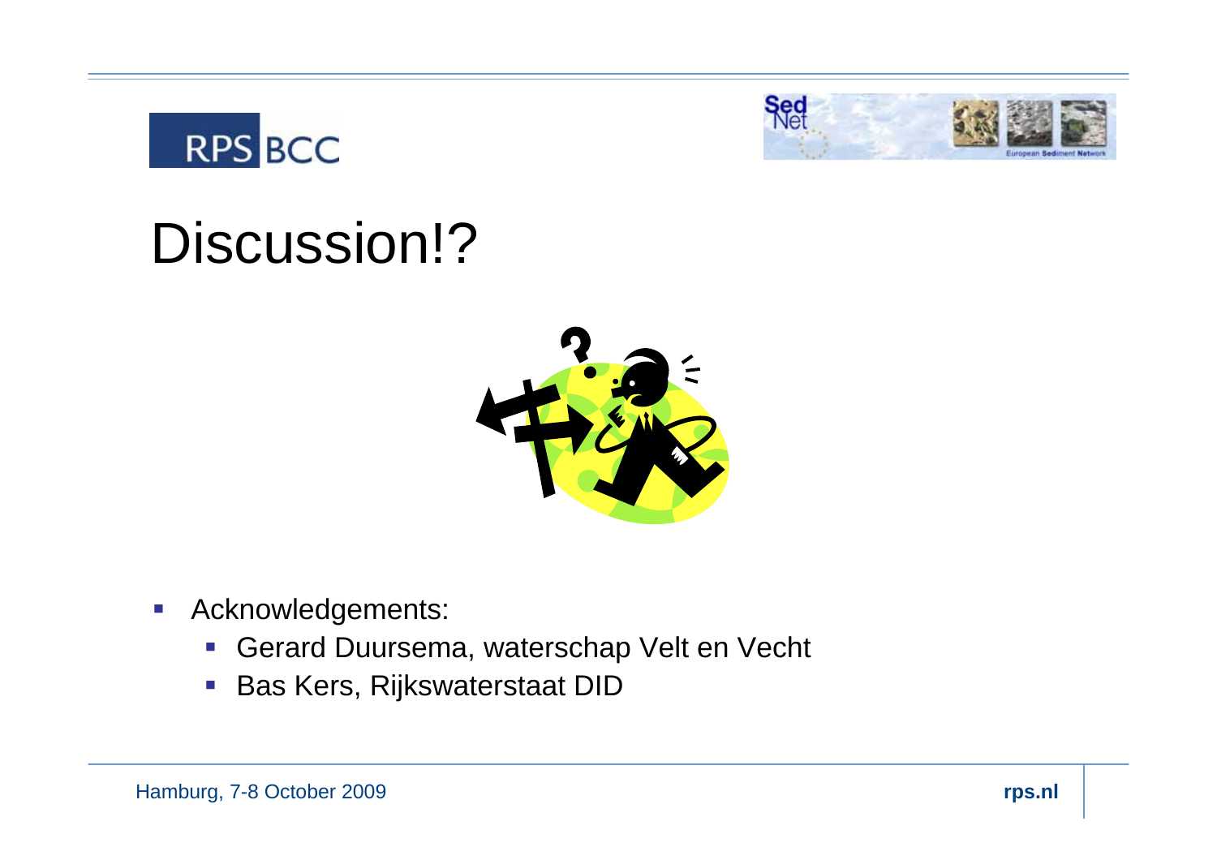# Discussion!?

- Acknowledgements:
  - Gerard Duursema, waterschap Velt en Vecht
  - Bas Kers, Rijkswaterstaat DID